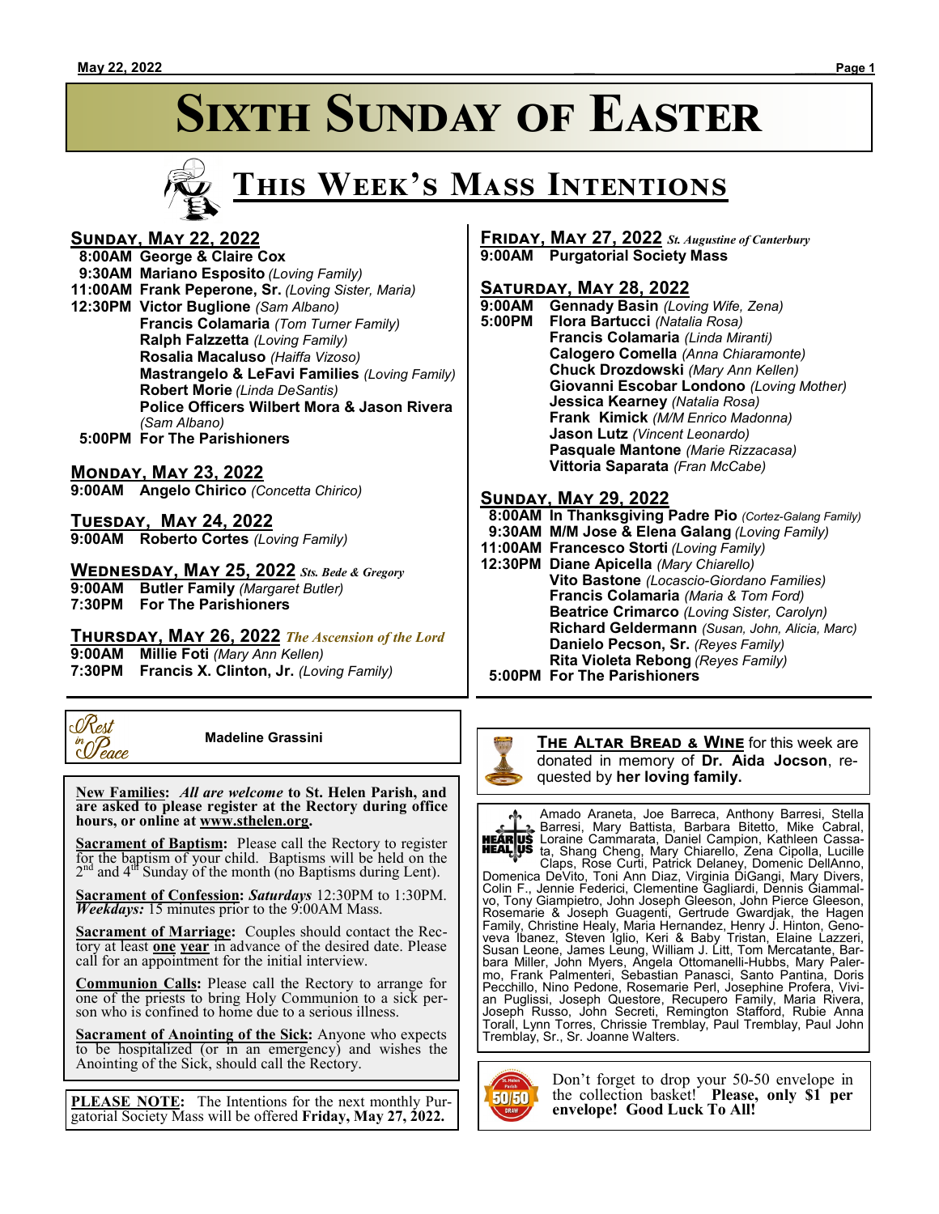# Sixth Sunday of Easter

## This Week's Mass Intentions

### Sunday, May 22, 2022

- 8:00AM **George & Claire Cox**
- 9:30AM **Mariano Esposito** *(Loving Family)*
- 11:00AM **Frank Peperone, Sr.** *(Loving Sister, Maria)*
- 12:30PM **Victor Buglione** *(Sam Albano)*
  - **Francis Colamaria** *(Tom Turner Family)*
  - **Ralph Falzzetta** *(Loving Family)*
  - **Rosalia Macaluso** *(Haiffa Vizoso)*
  - **Mastrangelo & LeFavi Families** *(Loving Family)*
  - **Robert Morie** *(Linda DeSantis)*
  - **Police Officers Wilbert Mora & Jason Rivera** *(Sam Albano)*
- 5:00PM **For The Parishioners**

### Monday, May 23, 2022

- 9:00AM **Angelo Chirico** *(Concetta Chirico)*

### Tuesday, May 24, 2022

- 9:00AM **Roberto Cortes** *(Loving Family)*

### Wednesday, May 25, 2022 *Sts. Bede & Gregory*

- 9:00AM **Butler Family** *(Margaret Butler)*
- 7:30PM **For The Parishioners**

### Thursday, May 26, 2022 *The Ascension of the Lord*

- 9:00AM **Millie Foti** *(Mary Ann Kellen)*
- 7:30PM **Francis X. Clinton, Jr.** *(Loving Family)*

### Friday, May 27, 2022 *St. Augustine of Canterbury*

- 9:00AM **Purgatorial Society Mass**

### Saturday, May 28, 2022

- 9:00AM **Gennady Basin** *(Loving Wife, Zena)*
- 5:00PM **Flora Bartucci** *(Natalia Rosa)*
  - **Francis Colamaria** *(Linda Miranti)*
  - **Calogero Comella** *(Anna Chiaramonte)*
  - **Chuck Drozdowski** *(Mary Ann Kellen)*
  - **Giovanni Escobar Londono** *(Loving Mother)*
  - **Jessica Kearney** *(Natalia Rosa)*
  - **Frank Kimick** *(M/M Enrico Madonna)*
  - **Jason Lutz** *(Vincent Leonardo)*
  - **Pasquale Mantone** *(Marie Rizzacasa)*
  - **Vittoria Saparata** *(Fran McCabe)*

### Sunday, May 29, 2022

- 8:00AM **In Thanksgiving Padre Pio** *(Cortez-Galang Family)*
- 9:30AM **M/M Jose & Elena Galang** *(Loving Family)*
- 11:00AM **Francesco Storti** *(Loving Family)*
- 12:30PM **Diane Apicella** *(Mary Chiarello)*
  - **Vito Bastone** *(Locascio-Giordano Families)*
  - **Francis Colamaria** *(Maria & Tom Ford)*
  - **Beatrice Crimarco** *(Loving Sister, Carolyn)*
  - **Richard Geldermann** *(Susan, John, Alicia, Marc)*
  - **Danielo Pecson, Sr.** *(Reyes Family)*
  - **Rita Violeta Rebong** *(Reyes Family)*
- 5:00PM **For The Parishioners**

---

*Rest in Peace*

**Madeline Grassini**

---

**New Families:** ***All are welcome*** **to St. Helen Parish, and are asked to please register at the Rectory during office hours, or online at www.sthelen.org.**

**Sacrament of Baptism:** Please call the Rectory to register for the baptism of your child. Baptisms will be held on the 2nd and 4th Sunday of the month (no Baptisms during Lent).

**Sacrament of Confession:** ***Saturdays*** 12:30PM to 1:30PM. ***Weekdays:*** 15 minutes prior to the 9:00AM Mass.

**Sacrament of Marriage:** Couples should contact the Rectory at least **one year** in advance of the desired date. Please call for an appointment for the initial interview.

**Communion Calls:** Please call the Rectory to arrange for one of the priests to bring Holy Communion to a sick person who is confined to home due to a serious illness.

**Sacrament of Anointing of the Sick:** Anyone who expects to be hospitalized (or in an emergency) and wishes the Anointing of the Sick, should call the Rectory.

---

**PLEASE NOTE:** The Intentions for the next monthly Purgatorial Society Mass will be offered **Friday, May 27, 2022.**

---

**The Altar Bread & Wine** for this week are donated in memory of **Dr. Aida Jocson**, requested by **her loving family.**

---

**HEAR US HEAL US**

Amado Araneta, Joe Barreca, Anthony Barresi, Stella Barresi, Mary Battista, Barbara Bitetto, Mike Cabral, Loraine Cammarata, Daniel Campion, Kathleen Cassata, Shang Cheng, Mary Chiarello, Zena Cipolla, Lucille Claps, Rose Curti, Patrick Delaney, Domenic DellAnno, Domenica DeVito, Toni Ann Diaz, Virginia DiGangi, Mary Divers, Colin F., Jennie Federici, Clementine Gagliardi, Dennis Giammalvo, Tony Giampietro, John Joseph Gleeson, John Pierce Gleeson, Rosemarie & Joseph Guagenti, Gertrude Gwardjak, the Hagen Family, Christine Healy, Maria Hernandez, Henry J. Hinton, Genoveva Ibanez, Steven Iglio, Keri & Baby Tristan, Elaine Lazzeri, Susan Leone, James Leung, William J. Litt, Tom Mercatante, Barbara Miller, John Myers, Angela Ottomanelli-Hubbs, Mary Palermo, Frank Palmenteri, Sebastian Panasci, Santo Pantina, Doris Pecchillo, Nino Pedone, Rosemarie Perl, Josephine Profera, Vivian Puglissi, Joseph Questore, Recupero Family, Maria Rivera, Joseph Russo, John Secreti, Remington Stafford, Rubie Anna Torall, Lynn Torres, Chrissie Tremblay, Paul Tremblay, Paul John Tremblay, Sr., Sr. Joanne Walters.

---

Don't forget to drop your 50-50 envelope in the collection basket! **Please, only $1 per envelope! Good Luck To All!**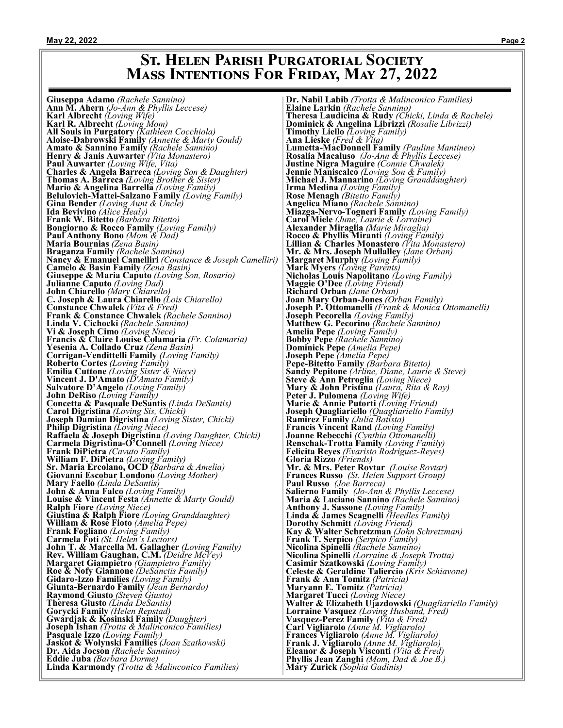## St. Helen Parish Purgatorial Society
## Mass Intentions For Friday, May 27, 2022

**Giuseppa Adamo** *(Rachele Sannino)*
**Ann M. Ahern** *(Jo-Ann & Phyllis Leccese)*
**Karl Albrecht** *(Loving Wife)*
**Karl R. Albrecht** *(Loving Mom)*
**All Souls in Purgatory** *(Kathleen Cocchiola)*
**Aloise-Dabrowski Family** *(Annette & Marty Gould)*
**Amato & Sannino Family** *(Rachele Sannino)*
**Henry & Janis Auwarter** *(Vita Monastero)*
**Paul Auwarter** *(Loving Wife, Vita)*
**Charles & Angela Barreca** *(Loving Son & Daughter)*
**Thomas A. Barreca** *(Loving Brother & Sister)*
**Mario & Angelina Barrella** *(Loving Family)*
**Belulovich-Mattei-Salzano Family** *(Loving Family)*
**Gina Bender** *(Loving Aunt & Uncle)*
**Ida Bevivino** *(Alice Healy)*
**Frank W. Bitetto** *(Barbara Bitetto)*
**Bongiorno & Rocco Family** *(Loving Family)*
**Paul Anthony Bono** *(Mom & Dad)*
**Maria Bournias** *(Zena Basin)*
**Braganza Family** *(Rachele Sannino)*
**Nancy & Emanuel Camelliri** *(Constance & Joseph Camelliri)*
**Camelo & Basin Family** *(Zena Basin)*
**Giuseppe & Maria Caputo** *(Loving Son, Rosario)*
**Julianne Caputo** *(Loving Dad)*
**John Chiarello** *(Mary Chiarello)*
**C. Joseph & Laura Chiarello** *(Lois Chiarello)*
**Constance Chwalek** *(Vita & Fred)*
**Frank & Constance Chwalek** *(Rachele Sannino)*
**Linda V. Cichocki** *(Rachele Sannino)*
**Vi & Joseph Cimo** *(Loving Niece)*
**Francis & Claire Louise Colamaria** *(Fr. Colamaria)*
**Yesenia A. Collado Cruz** *(Zena Basin)*
**Corrigan-Vendittelli Family** *(Loving Family)*
**Roberto Cortes** *(Loving Family)*
**Emilia Cuttone** *(Loving Sister & Niece)*
**Vincent J. D'Amato** *(D'Amato Family)*
**Salvatore D'Angelo** *(Loving Family)*
**John DeRiso** *(Loving Family)*
**Concetta & Pasquale DeSantis** *(Linda DeSantis)*
**Carol Digristina** *(Loving Sis, Chicki)*
**Joseph Damian Digristina** *(Loving Sister, Chicki)*
**Philip Digristina** *(Loving Niece)*
**Raffaela & Joseph Digristina** *(Loving Daughter, Chicki)*
**Carmela Digristina-O'Connell** *(Loving Niece)*
**Frank DiPietra** *(Cavuto Family)*
**William F. DiPietra** *(Loving Family)*
**Sr. Maria Ercolano, OCD** *(Barbara & Amelia)*
**Giovanni Escobar Londono** *(Loving Mother)*
**Mary Faello** *(Linda DeSantis)*
**John & Anna Falco** *(Loving Family)*
**Louise & Vincent Festa** *(Annette & Marty Gould)*
**Ralph Fiore** *(Loving Niece)*
**Giustina & Ralph Fiore** *(Loving Granddaughter)*
**William & Rose Fioto** *(Amelia Pepe)*
**Frank Fogliano** *(Loving Family)*
**Carmela Foti** *(St. Helen's Lectors)*
**John T. & Marcella M. Gallagher** *(Loving Family)*
**Rev. William Gaughan, C.M.** *(Deidre McVey)*
**Margaret Giampietro** *(Giampietro Family)*
**Roe & Nofy Giannone** *(DeSanctis Family)*
**Gidaro-Izzo Families** *(Loving Family)*
**Giunta-Bernardo Family** *(Jean Bernardo)*
**Raymond Giusto** *(Steven Giusto)*
**Theresa Giusto** *(Linda DeSantis)*
**Gorycki Family** *(Helen Repstad)*
**Gwardjak & Kosinski Family** *(Daughter)*
**Joseph Ishan** *(Trotta & Malinconico Families)*
**Pasquale Izzo** *(Loving Family)*
**Jaskot & Wolynski Families** *(Joan Szatkowski)*
**Dr. Aida Jocson** *(Rachele Sannino)*
**Eddie Juba** *(Barbara Dorme)*
**Linda Karmondy** *(Trotta & Malinconico Families)*
**Dr. Nabil Labib** *(Trotta & Malinconico Families)*
**Elaine Larkin** *(Rachele Sannino)*
**Theresa Laudicina & Rudy** *(Chicki, Linda & Rachele)*
**Dominick & Angelina Librizzi** *(Rosalie Librizzi)*
**Timothy Liello** *(Loving Family)*
**Ana Lieske** *(Fred & Vita)*
**Lumetta-MacDonnell Family** *(Pauline Mantineo)*
**Rosalia Macaluso** *(Jo-Ann & Phyllis Leccese)*
**Justine Nigra Maguire** *(Connie Chwalek)*
**Jennie Maniscalco** *(Loving Son & Family)*
**Michael J. Mannarino** *(Loving Granddaughter)*
**Irma Medina** *(Loving Family)*
**Rose Menagh** *(Bitetto Family)*
**Angelica Miano** *(Rachele Sannino)*
**Miazga-Nervo-Togneri Family** *(Loving Family)*
**Carol Miele** *(June, Laurie & Lorraine)*
**Alexander Miraglia** *(Marie Miraglia)*
**Rocco & Phyllis Miranti** *(Loving Family)*
**Lillian & Charles Monastero** *(Vita Monastero)*
**Mr. & Mrs. Joseph Mullalley** *(Jane Orban)*
**Margaret Murphy** *(Loving Family)*
**Mark Myers** *(Loving Parents)*
**Nicholas Louis Napolitano** *(Loving Family)*
**Maggie O'Dee** *(Loving Friend)*
**Richard Orban** *(Jane Orban)*
**Joan Mary Orban-Jones** *(Orban Family)*
**Joseph P. Ottomanelli** *(Frank & Monica Ottomanelli)*
**Joseph Pecorella** *(Loving Family)*
**Matthew G. Pecorino** *(Rachele Sannino)*
**Amelia Pepe** *(Loving Family)*
**Bobby Pepe** *(Rachele Sannino)*
**Dominick Pepe** *(Amelia Pepe)*
**Joseph Pepe** *(Amelia Pepe)*
**Pepe-Bitetto Family** *(Barbara Bitetto)*
**Sandy Pepitone** *(Arline, Diane, Laurie & Steve)*
**Steve & Ann Petroglia** *(Loving Niece)*
**Mary & John Pristina** *(Laura, Rita & Ray)*
**Peter J. Pulomena** *(Loving Wife)*
**Marie & Annie Putorti** *(Loving Friend)*
**Joseph Quagliariello** *(Quagliariello Family)*
**Ramirez Family** *(Julia Batista)*
**Francis Vincent Rand** *(Loving Family)*
**Joanne Rebecchi** *(Cynthia Ottomanelli)*
**Renschak-Trotta Family** *(Loving Family)*
**Felicita Reyes** *(Evaristo Rodriguez-Reyes)*
**Gloria Rizzo** *(Friends)*
**Mr. & Mrs. Peter Rovtar** *(Louise Rovtar)*
**Frances Russo** *(St. Helen Support Group)*
**Paul Russo** *(Joe Barreca)*
**Salierno Family** *(Jo-Ann & Phyllis Leccese)*
**Maria & Luciano Sannino** *(Rachele Sannino)*
**Anthony J. Sassone** *(Loving Family)*
**Linda & James Scagnelli** *(Heedles Family)*
**Dorothy Schmitt** *(Loving Friend)*
**Kay & Walter Schretzman** *(John Schretzman)*
**Frank T. Serpico** *(Serpico Family)*
**Nicolina Spinelli** *(Rachele Sannino)*
**Nicolina Spinelli** *(Lorraine & Joseph Trotta)*
**Casimir Szatkowski** *(Loving Family)*
**Celeste & Geraldine Taliercio** *(Kris Schiavone)*
**Frank & Ann Tomitz** *(Patricia)*
**Maryann E. Tomitz** *(Patricia)*
**Margaret Tucci** *(Loving Niece)*
**Walter & Elizabeth Ujazdowski** *(Quagliariello Family)*
**Lorraine Vasquez** *(Loving Husband, Fred)*
**Vasquez-Perez Family** *(Vita & Fred)*
**Carl Vigliarolo** *(Anne M. Vigliarolo)*
**Frances Vigliarolo** *(Anne M. Vigliarolo)*
**Frank J. Vigliarolo** *(Anne M. Vigliarolo)*
**Eleanor & Joseph Visconti** *(Vita & Fred)*
**Phyllis Jean Zanghi** *(Mom, Dad & Joe B.)*
**Mary Zurick** *(Sophia Gadinis)*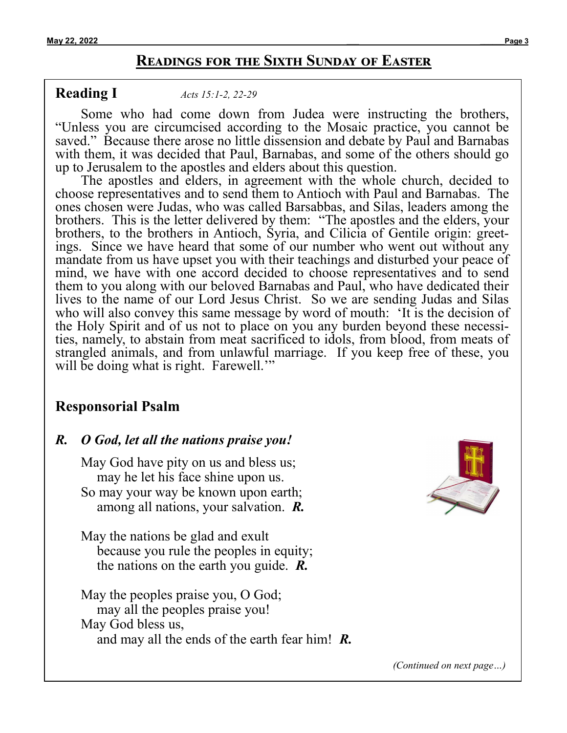## Readings for the Sixth Sunday of Easter

### Reading I *Acts 15:1-2, 22-29*

Some who had come down from Judea were instructing the brothers, “Unless you are circumcised according to the Mosaic practice, you cannot be saved.” Because there arose no little dissension and debate by Paul and Barnabas with them, it was decided that Paul, Barnabas, and some of the others should go up to Jerusalem to the apostles and elders about this question.

The apostles and elders, in agreement with the whole church, decided to choose representatives and to send them to Antioch with Paul and Barnabas. The ones chosen were Judas, who was called Barsabbas, and Silas, leaders among the brothers. This is the letter delivered by them: “The apostles and the elders, your brothers, to the brothers in Antioch, Syria, and Cilicia of Gentile origin: greetings. Since we have heard that some of our number who went out without any mandate from us have upset you with their teachings and disturbed your peace of mind, we have with one accord decided to choose representatives and to send them to you along with our beloved Barnabas and Paul, who have dedicated their lives to the name of our Lord Jesus Christ. So we are sending Judas and Silas who will also convey this same message by word of mouth: ‘It is the decision of the Holy Spirit and of us not to place on you any burden beyond these necessities, namely, to abstain from meat sacrificed to idols, from blood, from meats of strangled animals, and from unlawful marriage. If you keep free of these, you will be doing what is right. Farewell.’”

### Responsorial Psalm

***R. O God, let all the nations praise you!***

May God have pity on us and bless us;
may he let his face shine upon us.
So may your way be known upon earth;
among all nations, your salvation. ***R.***

May the nations be glad and exult
because you rule the peoples in equity;
the nations on the earth you guide. ***R.***

May the peoples praise you, O God;
may all the peoples praise you!
May God bless us,
and may all the ends of the earth fear him! ***R.***

*(Continued on next page…)*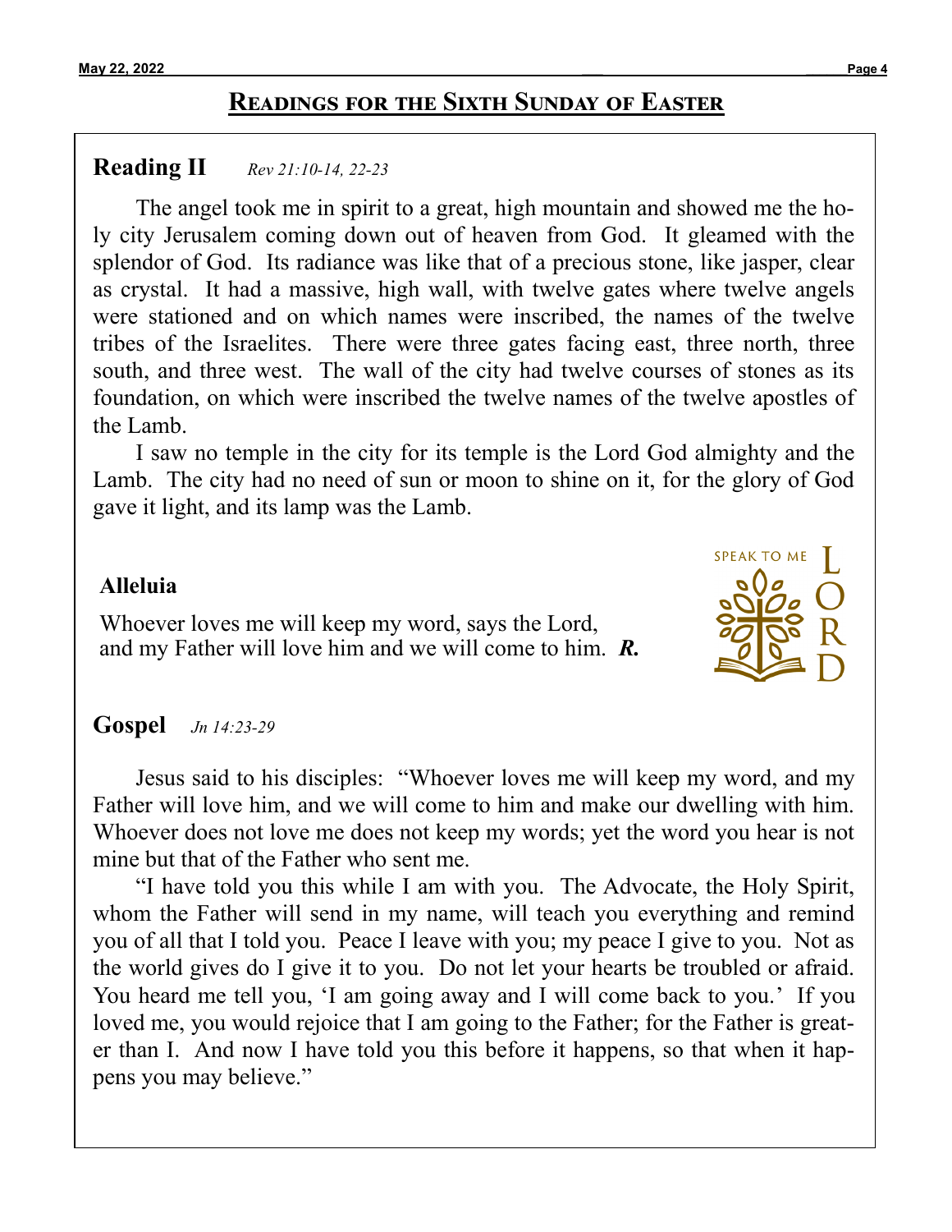## Readings for the Sixth Sunday of Easter

### Reading II *Rev 21:10-14, 22-23*

The angel took me in spirit to a great, high mountain and showed me the holy city Jerusalem coming down out of heaven from God. It gleamed with the splendor of God. Its radiance was like that of a precious stone, like jasper, clear as crystal. It had a massive, high wall, with twelve gates where twelve angels were stationed and on which names were inscribed, the names of the twelve tribes of the Israelites. There were three gates facing east, three north, three south, and three west. The wall of the city had twelve courses of stones as its foundation, on which were inscribed the twelve names of the twelve apostles of the Lamb.

I saw no temple in the city for its temple is the Lord God almighty and the Lamb. The city had no need of sun or moon to shine on it, for the glory of God gave it light, and its lamp was the Lamb.

### Alleluia

Whoever loves me will keep my word, says the Lord,
and my Father will love him and we will come to him. ***R.***

SPEAK TO ME LORD

### Gospel *Jn 14:23-29*

Jesus said to his disciples: "Whoever loves me will keep my word, and my Father will love him, and we will come to him and make our dwelling with him. Whoever does not love me does not keep my words; yet the word you hear is not mine but that of the Father who sent me.

"I have told you this while I am with you. The Advocate, the Holy Spirit, whom the Father will send in my name, will teach you everything and remind you of all that I told you. Peace I leave with you; my peace I give to you. Not as the world gives do I give it to you. Do not let your hearts be troubled or afraid. You heard me tell you, 'I am going away and I will come back to you.' If you loved me, you would rejoice that I am going to the Father; for the Father is greater than I. And now I have told you this before it happens, so that when it happens you may believe."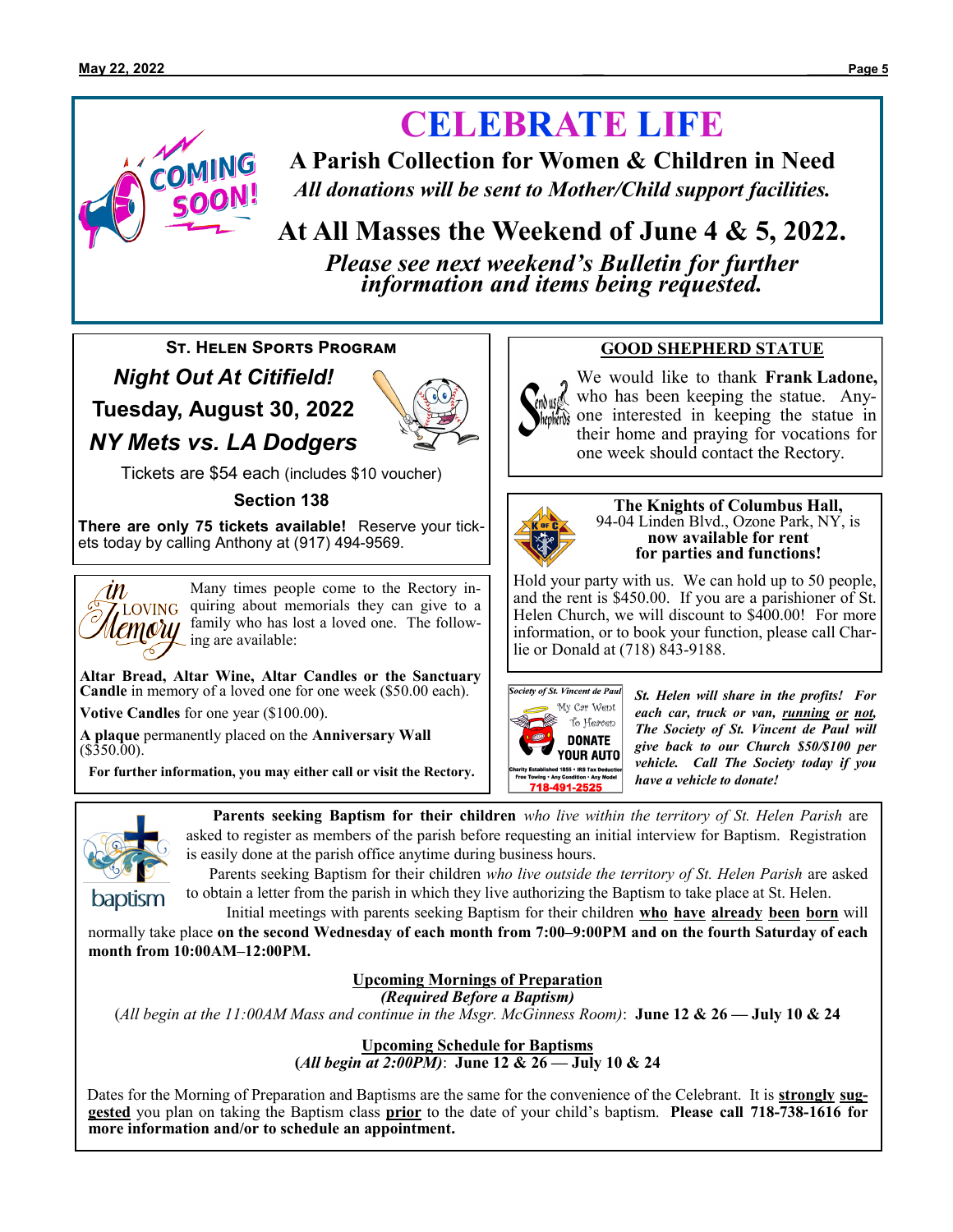# CELEBRATE LIFE

## A Parish Collection for Women & Children in Need

*All donations will be sent to Mother/Child support facilities.*

## At All Masses the Weekend of June 4 & 5, 2022.

*Please see next weekend's Bulletin for further information and items being requested.*

### St. Helen Sports Program

***Night Out At Citifield!***

**Tuesday, August 30, 2022**

***NY Mets vs. LA Dodgers***

Tickets are $54 each (includes $10 voucher)

**Section 138**

**There are only 75 tickets available!** Reserve your tickets today by calling Anthony at (917) 494-9569.

### In Loving Memory

Many times people come to the Rectory inquiring about memorials they can give to a family who has lost a loved one. The following are available:

**Altar Bread, Altar Wine, Altar Candles or the Sanctuary Candle** in memory of a loved one for one week ($50.00 each).

**Votive Candles** for one year ($100.00).

**A plaque** permanently placed on the **Anniversary Wall** ($350.00).

**For further information, you may either call or visit the Rectory.**

### GOOD SHEPHERD STATUE

We would like to thank **Frank Ladone,** who has been keeping the statue. Anyone interested in keeping the statue in their home and praying for vocations for one week should contact the Rectory.

**The Knights of Columbus Hall,** 94-04 Linden Blvd., Ozone Park, NY, is **now available for rent for parties and functions!**

Hold your party with us. We can hold up to 50 people, and the rent is $450.00. If you are a parishioner of St. Helen Church, we will discount to $400.00! For more information, or to book your function, please call Charlie or Donald at (718) 843-9188.

Society of St. Vincent de Paul — My Car Went To Heaven — DONATE YOUR AUTO — Charity Established 1855 • IRS Tax Deductible — Free Towing • Any Condition • Any Model — 718-491-2525

*St. Helen will share in the profits! For each car, truck or van, **running or not,** The Society of St. Vincent de Paul will give back to our Church $50/$100 per vehicle. Call The Society today if you have a vehicle to donate!*

### Baptism

**Parents seeking Baptism for their children** *who live within the territory of St. Helen Parish* are asked to register as members of the parish before requesting an initial interview for Baptism. Registration is easily done at the parish office anytime during business hours.

Parents seeking Baptism for their children *who live outside the territory of St. Helen Parish* are asked to obtain a letter from the parish in which they live authorizing the Baptism to take place at St. Helen.

Initial meetings with parents seeking Baptism for their children **who have already been born** will normally take place **on the second Wednesday of each month from 7:00–9:00PM and on the fourth Saturday of each month from 10:00AM–12:00PM.**

**Upcoming Mornings of Preparation**
*(Required Before a Baptism)*
(*All begin at the 11:00AM Mass and continue in the Msgr. McGinness Room)*: **June 12 & 26 — July 10 & 24**

**Upcoming Schedule for Baptisms**
**(*All begin at 2:00PM)*: June 12 & 26 — July 10 & 24**

Dates for the Morning of Preparation and Baptisms are the same for the convenience of the Celebrant. It is **strongly suggested** you plan on taking the Baptism class **prior** to the date of your child's baptism. **Please call 718-738-1616 for more information and/or to schedule an appointment.**